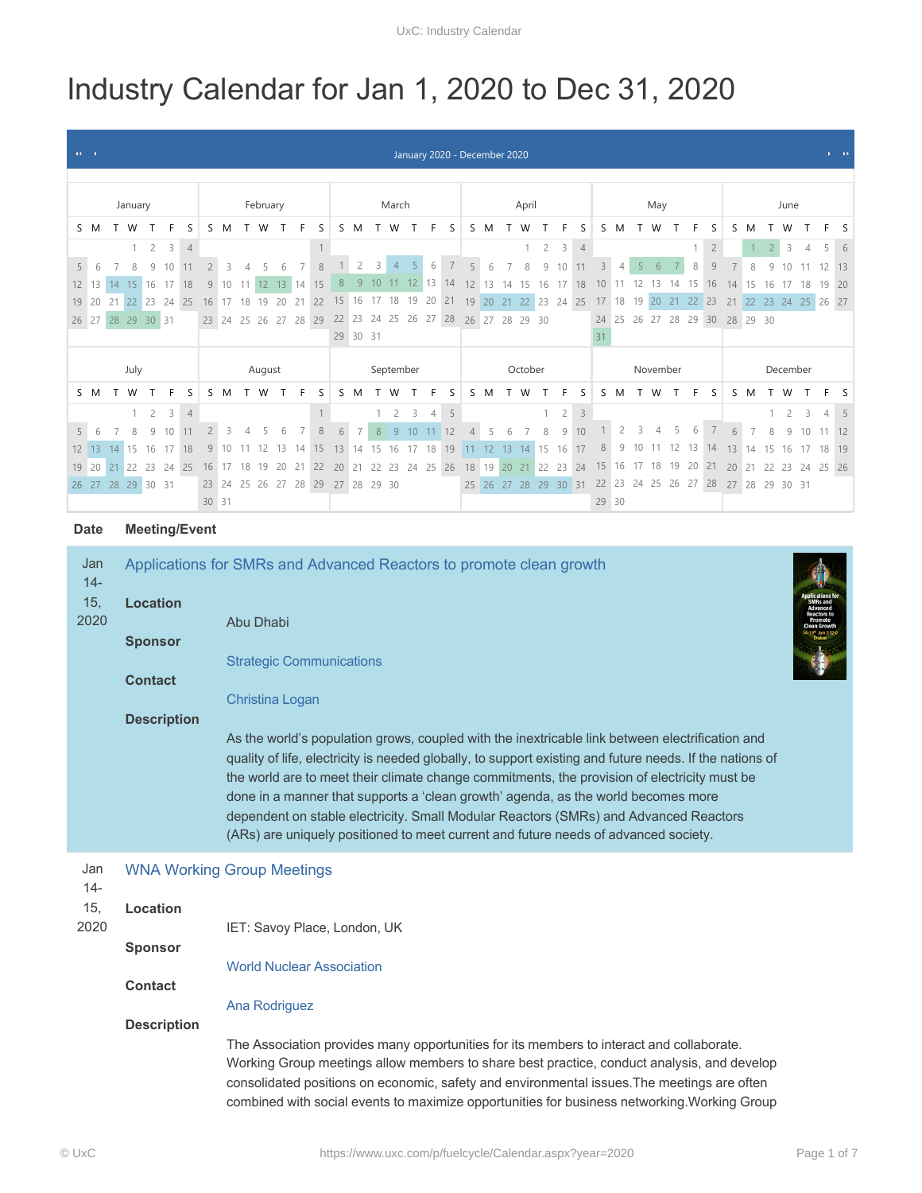# Industry Calendar for Jan 1, 2020 to Dec 31, 2020

January 2020 - December 2020

| Date | Meeting/Event |
|---|---|
| Jan 14-15, 2020 | **Applications for SMRs and Advanced Reactors to promote clean growth** |

**Location**

Abu Dhabi

**Sponsor**

Strategic Communications

**Contact**

Christina Logan

**Description**

As the world's population grows, coupled with the inextricable link between electrification and quality of life, electricity is needed globally, to support existing and future needs. If the nations of the world are to meet their climate change commitments, the provision of electricity must be done in a manner that supports a 'clean growth' agenda, as the world becomes more dependent on stable electricity. Small Modular Reactors (SMRs) and Advanced Reactors (ARs) are uniquely positioned to meet current and future needs of advanced society.

---

Jan 14-15, 2020

**WNA Working Group Meetings**

**Location**

IET: Savoy Place, London, UK

**Sponsor**

World Nuclear Association

**Contact**

Ana Rodriguez

**Description**

The Association provides many opportunities for its members to interact and collaborate. Working Group meetings allow members to share best practice, conduct analysis, and develop consolidated positions on economic, safety and environmental issues.The meetings are often combined with social events to maximize opportunities for business networking.Working Group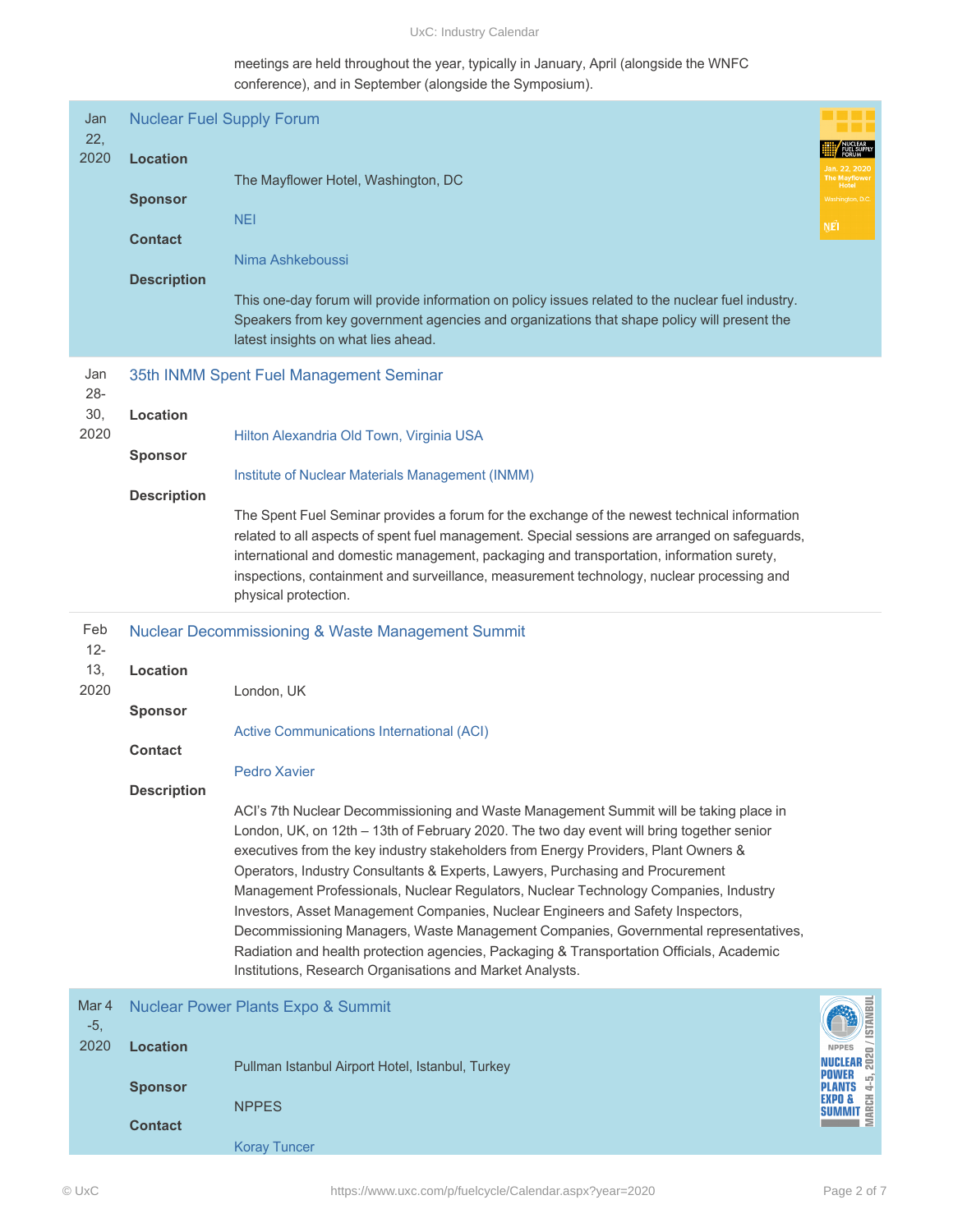meetings are held throughout the year, typically in January, April (alongside the WNFC conference), and in September (alongside the Symposium).

## Jan 22, 2020 — Nuclear Fuel Supply Forum

**Location**

The Mayflower Hotel, Washington, DC

**Sponsor**

NEI

**Contact**

Nima Ashkeboussi

**Description**

This one-day forum will provide information on policy issues related to the nuclear fuel industry. Speakers from key government agencies and organizations that shape policy will present the latest insights on what lies ahead.

## Jan 28-30, 2020 — 35th INMM Spent Fuel Management Seminar

**Location**

Hilton Alexandria Old Town, Virginia USA

**Sponsor**

Institute of Nuclear Materials Management (INMM)

**Description**

The Spent Fuel Seminar provides a forum for the exchange of the newest technical information related to all aspects of spent fuel management. Special sessions are arranged on safeguards, international and domestic management, packaging and transportation, information surety, inspections, containment and surveillance, measurement technology, nuclear processing and physical protection.

## Feb 12-13, 2020 — Nuclear Decommissioning & Waste Management Summit

**Location**

London, UK

**Sponsor**

Active Communications International (ACI)

**Contact**

Pedro Xavier

**Description**

ACI's 7th Nuclear Decommissioning and Waste Management Summit will be taking place in London, UK, on 12th – 13th of February 2020. The two day event will bring together senior executives from the key industry stakeholders from Energy Providers, Plant Owners & Operators, Industry Consultants & Experts, Lawyers, Purchasing and Procurement Management Professionals, Nuclear Regulators, Nuclear Technology Companies, Industry Investors, Asset Management Companies, Nuclear Engineers and Safety Inspectors, Decommissioning Managers, Waste Management Companies, Governmental representatives, Radiation and health protection agencies, Packaging & Transportation Officials, Academic Institutions, Research Organisations and Market Analysts.

## Mar 4-5, 2020 — Nuclear Power Plants Expo & Summit

**Location**

Pullman Istanbul Airport Hotel, Istanbul, Turkey

**Sponsor**

NPPES

**Contact**

Koray Tuncer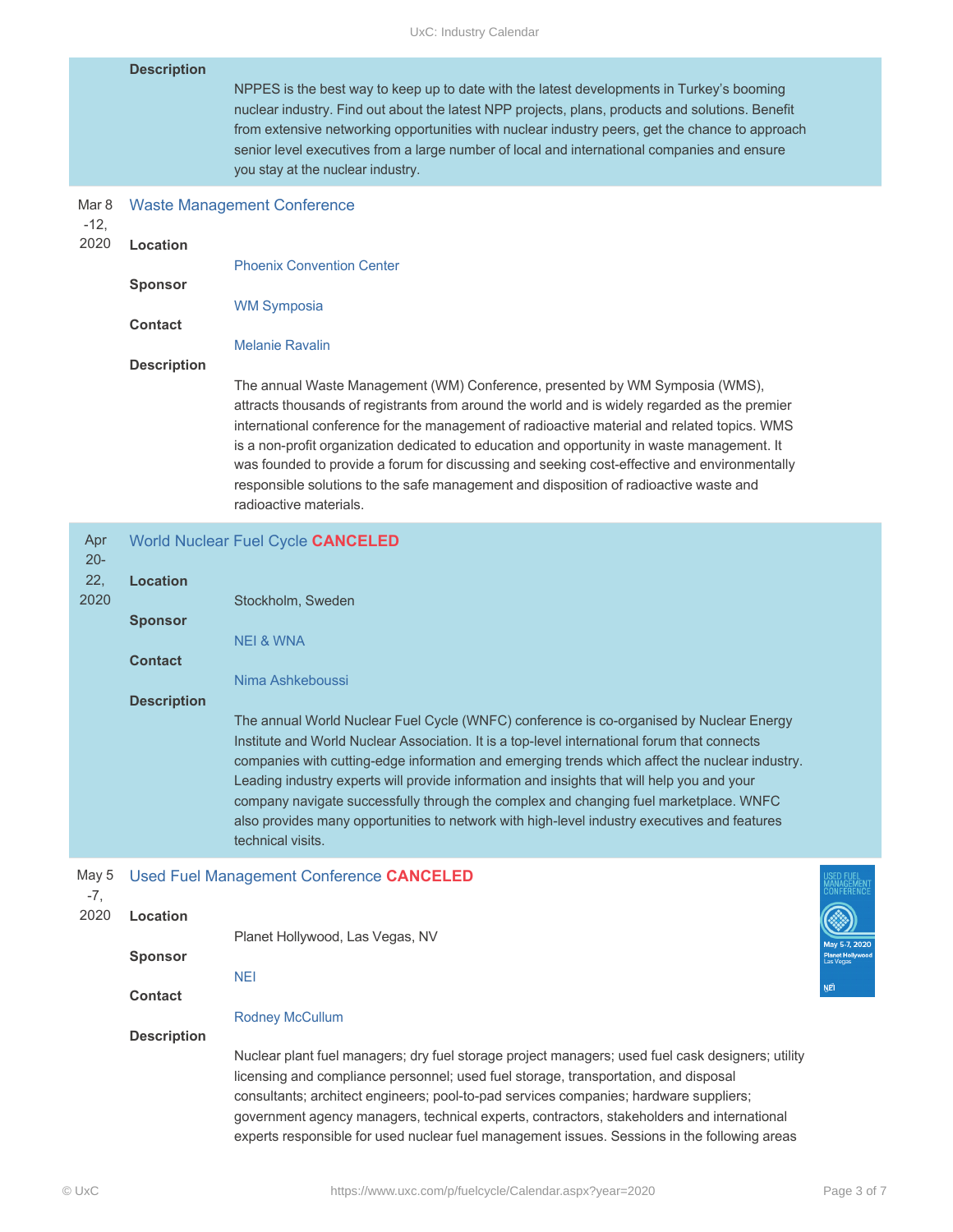**Description**

NPPES is the best way to keep up to date with the latest developments in Turkey's booming nuclear industry. Find out about the latest NPP projects, plans, products and solutions. Benefit from extensive networking opportunities with nuclear industry peers, get the chance to approach senior level executives from a large number of local and international companies and ensure you stay at the nuclear industry.

---

Mar 8 -12, 2020

### Waste Management Conference

**Location**

Phoenix Convention Center

**Sponsor**

WM Symposia

**Contact**

Melanie Ravalin

**Description**

The annual Waste Management (WM) Conference, presented by WM Symposia (WMS), attracts thousands of registrants from around the world and is widely regarded as the premier international conference for the management of radioactive material and related topics. WMS is a non-profit organization dedicated to education and opportunity in waste management. It was founded to provide a forum for discussing and seeking cost-effective and environmentally responsible solutions to the safe management and disposition of radioactive waste and radioactive materials.

---

Apr 20-22, 2020

### World Nuclear Fuel Cycle **CANCELED**

**Location**

Stockholm, Sweden

**Sponsor**

NEI & WNA

**Contact**

Nima Ashkeboussi

**Description**

The annual World Nuclear Fuel Cycle (WNFC) conference is co-organised by Nuclear Energy Institute and World Nuclear Association. It is a top-level international forum that connects companies with cutting-edge information and emerging trends which affect the nuclear industry. Leading industry experts will provide information and insights that will help you and your company navigate successfully through the complex and changing fuel marketplace. WNFC also provides many opportunities to network with high-level industry executives and features technical visits.

---

May 5 -7, 2020

### Used Fuel Management Conference **CANCELED**

**Location**

Planet Hollywood, Las Vegas, NV

**Sponsor**

NEI

**Contact**

Rodney McCullum

**Description**

Nuclear plant fuel managers; dry fuel storage project managers; used fuel cask designers; utility licensing and compliance personnel; used fuel storage, transportation, and disposal consultants; architect engineers; pool-to-pad services companies; hardware suppliers; government agency managers, technical experts, contractors, stakeholders and international experts responsible for used nuclear fuel management issues. Sessions in the following areas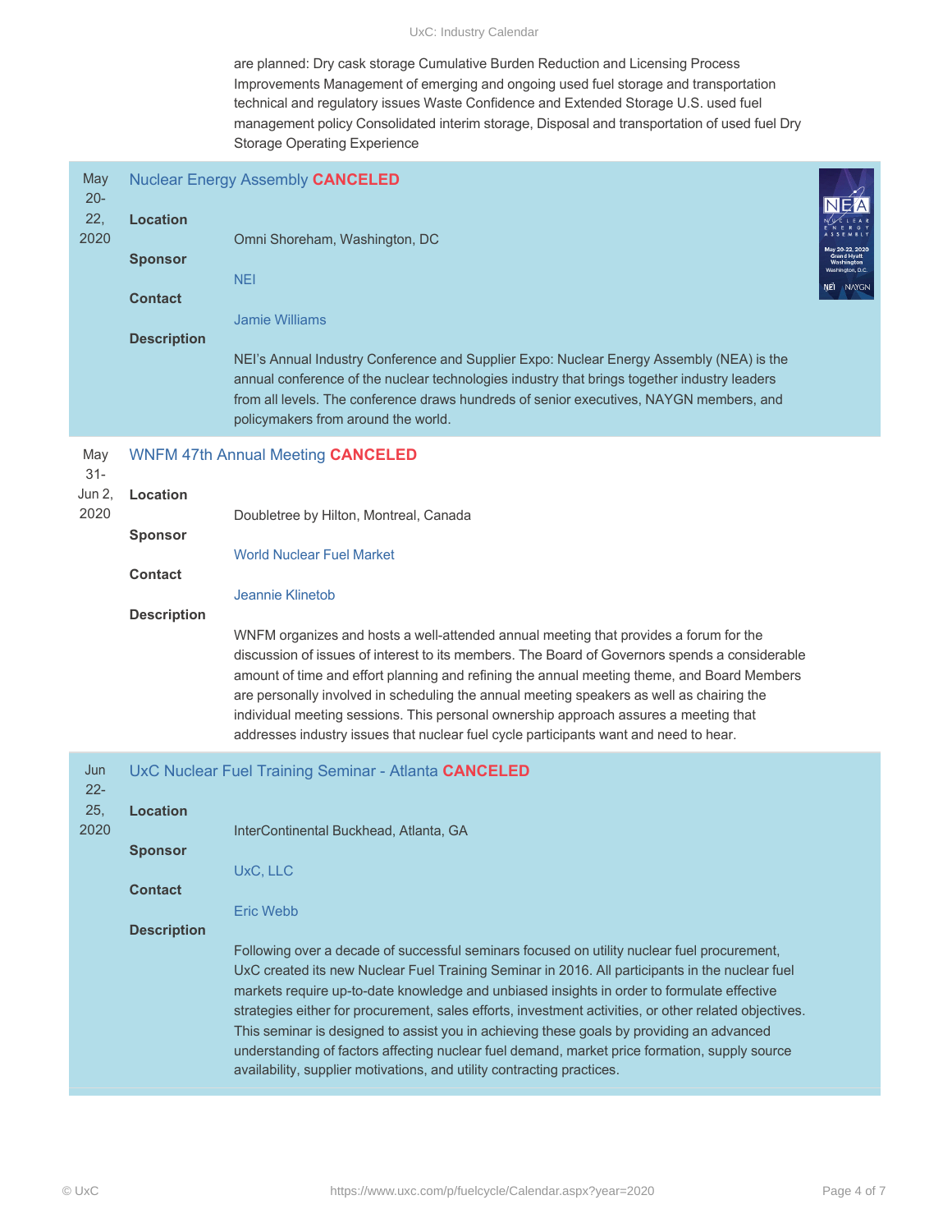are planned: Dry cask storage Cumulative Burden Reduction and Licensing Process Improvements Management of emerging and ongoing used fuel storage and transportation technical and regulatory issues Waste Confidence and Extended Storage U.S. used fuel management policy Consolidated interim storage, Disposal and transportation of used fuel Dry Storage Operating Experience

May 20-22, 2020

## Nuclear Energy Assembly **CANCELED**

**Location**

Omni Shoreham, Washington, DC

**Sponsor**

NEI

**Contact**

Jamie Williams

**Description**

NEI's Annual Industry Conference and Supplier Expo: Nuclear Energy Assembly (NEA) is the annual conference of the nuclear technologies industry that brings together industry leaders from all levels. The conference draws hundreds of senior executives, NAYGN members, and policymakers from around the world.

May 31-Jun 2, 2020

## WNFM 47th Annual Meeting **CANCELED**

**Location**

Doubletree by Hilton, Montreal, Canada

**Sponsor**

World Nuclear Fuel Market

**Contact**

Jeannie Klinetob

**Description**

WNFM organizes and hosts a well-attended annual meeting that provides a forum for the discussion of issues of interest to its members. The Board of Governors spends a considerable amount of time and effort planning and refining the annual meeting theme, and Board Members are personally involved in scheduling the annual meeting speakers as well as chairing the individual meeting sessions. This personal ownership approach assures a meeting that addresses industry issues that nuclear fuel cycle participants want and need to hear.

Jun 22-25, 2020

## UxC Nuclear Fuel Training Seminar - Atlanta **CANCELED**

**Location**

InterContinental Buckhead, Atlanta, GA

**Sponsor**

UxC, LLC

**Contact**

Eric Webb

**Description**

Following over a decade of successful seminars focused on utility nuclear fuel procurement, UxC created its new Nuclear Fuel Training Seminar in 2016. All participants in the nuclear fuel markets require up-to-date knowledge and unbiased insights in order to formulate effective strategies either for procurement, sales efforts, investment activities, or other related objectives. This seminar is designed to assist you in achieving these goals by providing an advanced understanding of factors affecting nuclear fuel demand, market price formation, supply source availability, supplier motivations, and utility contracting practices.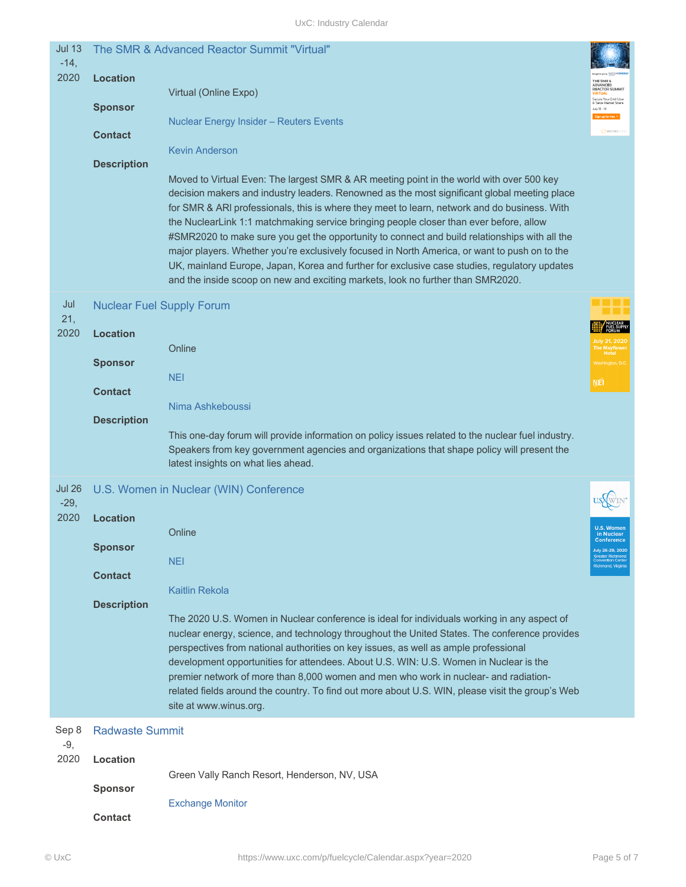**Jul 13 -14, 2020**

### The SMR & Advanced Reactor Summit "Virtual"

**Location**

Virtual (Online Expo)

**Sponsor**

Nuclear Energy Insider – Reuters Events

**Contact**

Kevin Anderson

**Description**

Moved to Virtual Even: The largest SMR & AR meeting point in the world with over 500 key decision makers and industry leaders. Renowned as the most significant global meeting place for SMR & ARI professionals, this is where they meet to learn, network and do business. With the NuclearLink 1:1 matchmaking service bringing people closer than ever before, allow #SMR2020 to make sure you get the opportunity to connect and build relationships with all the major players. Whether you're exclusively focused in North America, or want to push on to the UK, mainland Europe, Japan, Korea and further for exclusive case studies, regulatory updates and the inside scoop on new and exciting markets, look no further than SMR2020.

**Jul 21, 2020**

### Nuclear Fuel Supply Forum

**Location**

Online

**Sponsor**

NEI

**Contact**

Nima Ashkeboussi

**Description**

This one-day forum will provide information on policy issues related to the nuclear fuel industry. Speakers from key government agencies and organizations that shape policy will present the latest insights on what lies ahead.

**Jul 26 -29, 2020**

### U.S. Women in Nuclear (WIN) Conference

**Location**

Online

**Sponsor**

NEI

**Contact**

Kaitlin Rekola

**Description**

The 2020 U.S. Women in Nuclear conference is ideal for individuals working in any aspect of nuclear energy, science, and technology throughout the United States. The conference provides perspectives from national authorities on key issues, as well as ample professional development opportunities for attendees. About U.S. WIN: U.S. Women in Nuclear is the premier network of more than 8,000 women and men who work in nuclear- and radiation-related fields around the country. To find out more about U.S. WIN, please visit the group's Web site at www.winus.org.

**Sep 8 -9, 2020**

### Radwaste Summit

**Location**

Green Vally Ranch Resort, Henderson, NV, USA

**Sponsor**

Exchange Monitor

**Contact**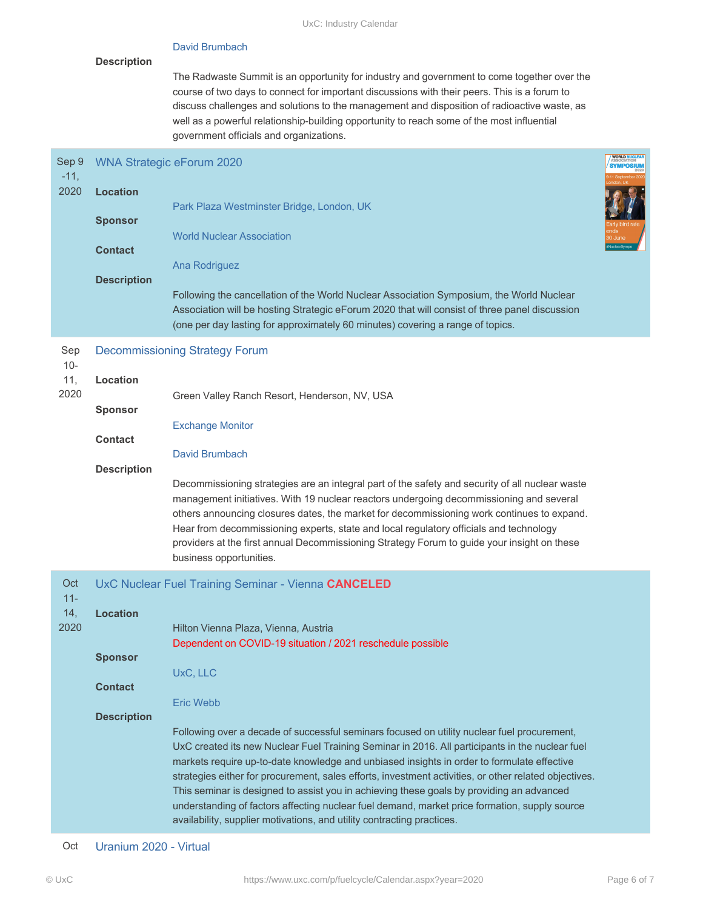David Brumbach

**Description**

The Radwaste Summit is an opportunity for industry and government to come together over the course of two days to connect for important discussions with their peers. This is a forum to discuss challenges and solutions to the management and disposition of radioactive waste, as well as a powerful relationship-building opportunity to reach some of the most influential government officials and organizations.

---

Sep 9 -11, 2020

## WNA Strategic eForum 2020

**Location**

Park Plaza Westminster Bridge, London, UK

**Sponsor**

World Nuclear Association

**Contact**

Ana Rodriguez

**Description**

Following the cancellation of the World Nuclear Association Symposium, the World Nuclear Association will be hosting Strategic eForum 2020 that will consist of three panel discussion (one per day lasting for approximately 60 minutes) covering a range of topics.

---

Sep 10-11, 2020

## Decommissioning Strategy Forum

**Location**

Green Valley Ranch Resort, Henderson, NV, USA

**Sponsor**

Exchange Monitor

**Contact**

David Brumbach

**Description**

Decommissioning strategies are an integral part of the safety and security of all nuclear waste management initiatives. With 19 nuclear reactors undergoing decommissioning and several others announcing closures dates, the market for decommissioning work continues to expand. Hear from decommissioning experts, state and local regulatory officials and technology providers at the first annual Decommissioning Strategy Forum to guide your insight on these business opportunities.

---

Oct 11-14, 2020

## UxC Nuclear Fuel Training Seminar - Vienna **CANCELED**

**Location**

Hilton Vienna Plaza, Vienna, Austria
Dependent on COVID-19 situation / 2021 reschedule possible

**Sponsor**

UxC, LLC

**Contact**

Eric Webb

**Description**

Following over a decade of successful seminars focused on utility nuclear fuel procurement, UxC created its new Nuclear Fuel Training Seminar in 2016. All participants in the nuclear fuel markets require up-to-date knowledge and unbiased insights in order to formulate effective strategies either for procurement, sales efforts, investment activities, or other related objectives. This seminar is designed to assist you in achieving these goals by providing an advanced understanding of factors affecting nuclear fuel demand, market price formation, supply source availability, supplier motivations, and utility contracting practices.

---

Oct

## Uranium 2020 - Virtual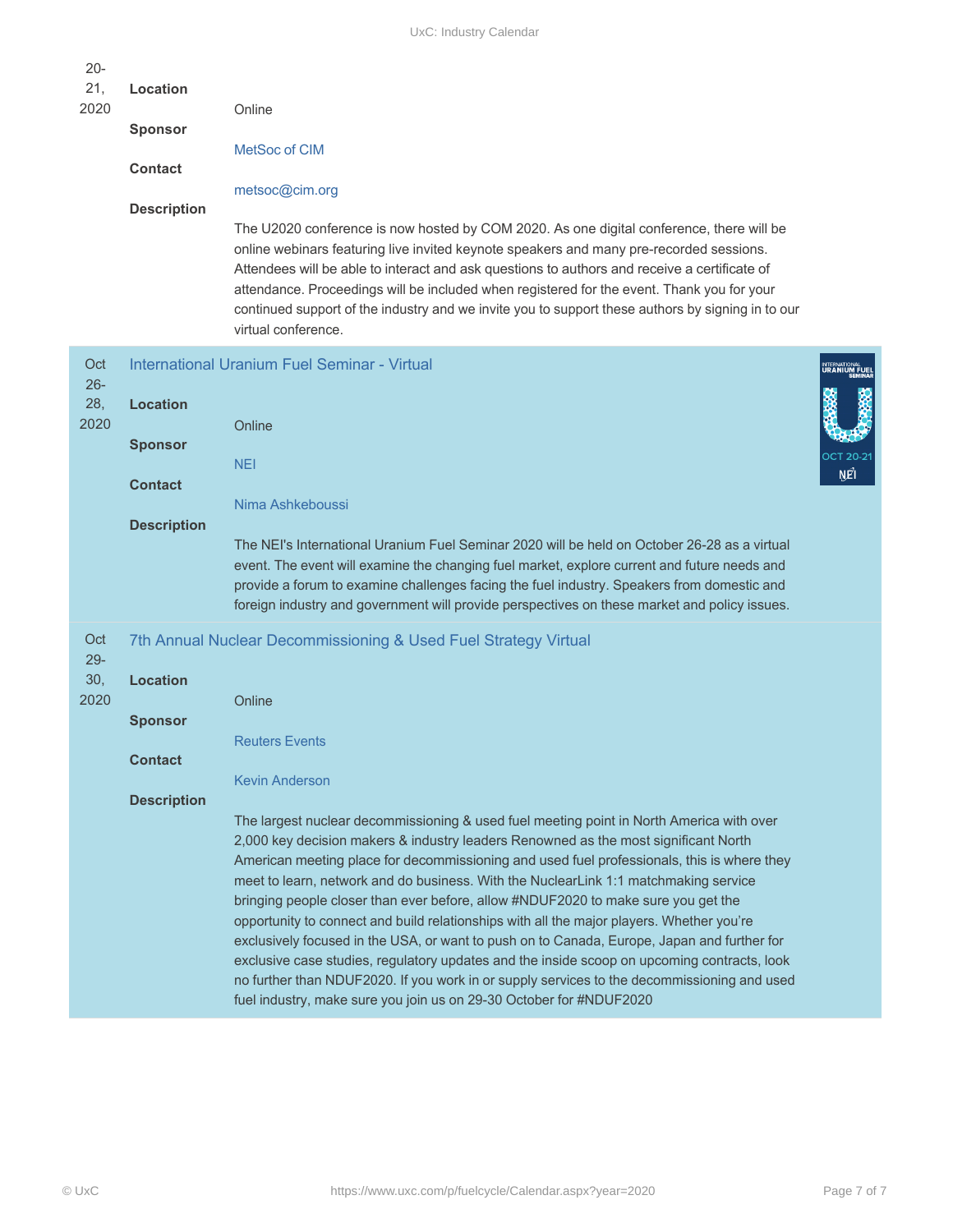20-21, 2020

**Location**

Online

**Sponsor**

MetSoc of CIM

**Contact**

metsoc@cim.org

**Description**

The U2020 conference is now hosted by COM 2020. As one digital conference, there will be online webinars featuring live invited keynote speakers and many pre-recorded sessions. Attendees will be able to interact and ask questions to authors and receive a certificate of attendance. Proceedings will be included when registered for the event. Thank you for your continued support of the industry and we invite you to support these authors by signing in to our virtual conference.

---

Oct 26-28, 2020

## International Uranium Fuel Seminar - Virtual

**Location**

Online

**Sponsor**

NEI

**Contact**

Nima Ashkeboussi

**Description**

The NEI's International Uranium Fuel Seminar 2020 will be held on October 26-28 as a virtual event. The event will examine the changing fuel market, explore current and future needs and provide a forum to examine challenges facing the fuel industry. Speakers from domestic and foreign industry and government will provide perspectives on these market and policy issues.

---

Oct 29-30, 2020

## 7th Annual Nuclear Decommissioning & Used Fuel Strategy Virtual

**Location**

Online

**Sponsor**

Reuters Events

**Contact**

Kevin Anderson

**Description**

The largest nuclear decommissioning & used fuel meeting point in North America with over 2,000 key decision makers & industry leaders Renowned as the most significant North American meeting place for decommissioning and used fuel professionals, this is where they meet to learn, network and do business. With the NuclearLink 1:1 matchmaking service bringing people closer than ever before, allow #NDUF2020 to make sure you get the opportunity to connect and build relationships with all the major players. Whether you're exclusively focused in the USA, or want to push on to Canada, Europe, Japan and further for exclusive case studies, regulatory updates and the inside scoop on upcoming contracts, look no further than NDUF2020. If you work in or supply services to the decommissioning and used fuel industry, make sure you join us on 29-30 October for #NDUF2020